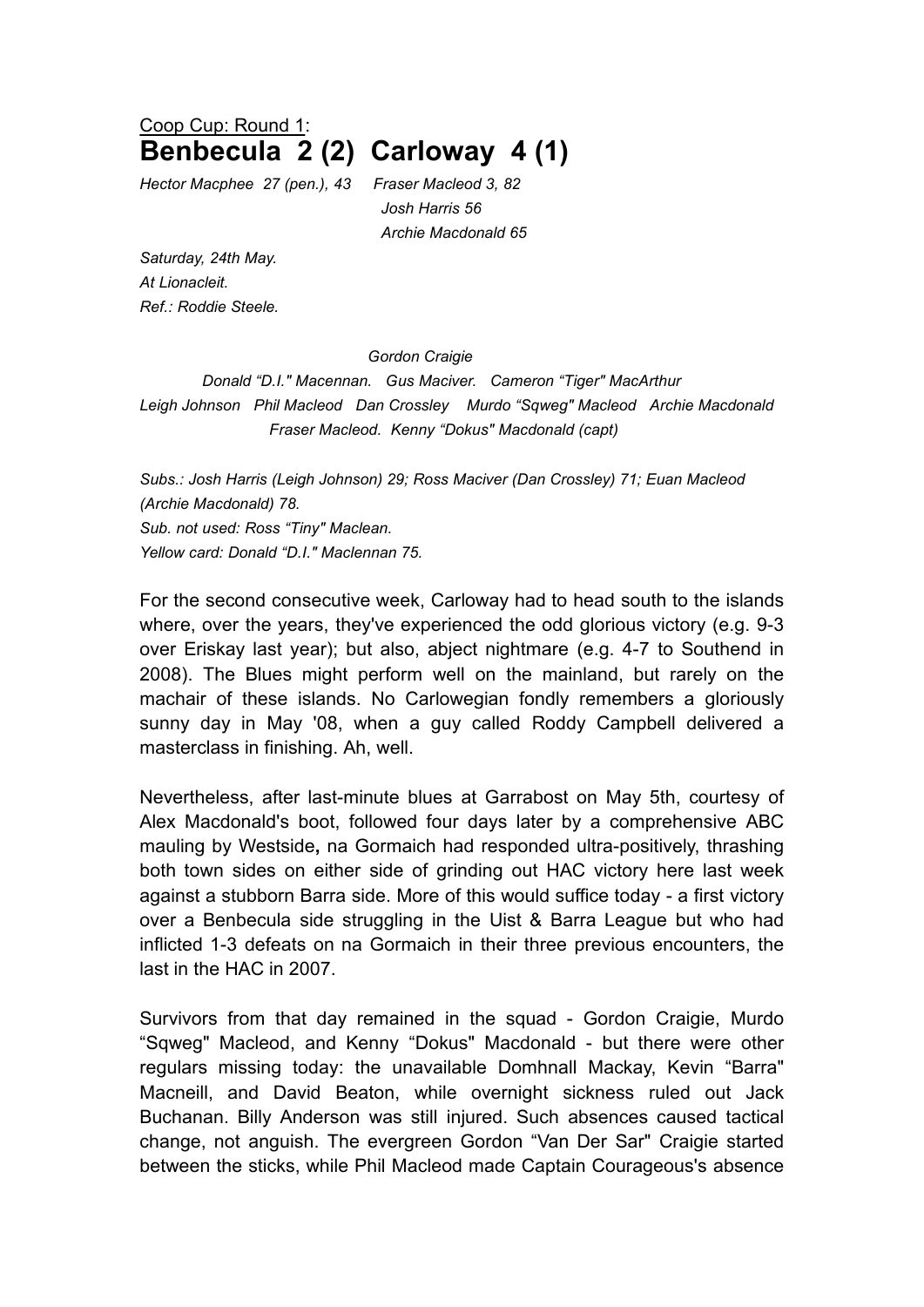Coop Cup: Round 1:

# Benbecula 2 (2) Carloway 4 (1)

*Hector Macphee 27 (pen.), 43 Fraser Macleod 3, 82*
*Josh Harris 56*
*Archie Macdonald 65*

*Saturday, 24th May.*
*At Lionacleit.*
*Ref.: Roddie Steele.*

*Gordon Craigie*
*Donald "D.I." Macennan. Gus Maciver. Cameron "Tiger" MacArthur*
*Leigh Johnson Phil Macleod Dan Crossley Murdo "Sqweg" Macleod Archie Macdonald*
*Fraser Macleod. Kenny "Dokus" Macdonald (capt)*

*Subs.: Josh Harris (Leigh Johnson) 29; Ross Maciver (Dan Crossley) 71; Euan Macleod (Archie Macdonald) 78.*
*Sub. not used: Ross "Tiny" Maclean.*
*Yellow card: Donald "D.I." Maclennan 75.*

For the second consecutive week, Carloway had to head south to the islands where, over the years, they've experienced the odd glorious victory (e.g. 9-3 over Eriskay last year); but also, abject nightmare (e.g. 4-7 to Southend in 2008). The Blues might perform well on the mainland, but rarely on the machair of these islands. No Carlowegian fondly remembers a gloriously sunny day in May '08, when a guy called Roddy Campbell delivered a masterclass in finishing. Ah, well.

Nevertheless, after last-minute blues at Garrabost on May 5th, courtesy of Alex Macdonald's boot, followed four days later by a comprehensive ABC mauling by Westside**,** na Gormaich had responded ultra-positively, thrashing both town sides on either side of grinding out HAC victory here last week against a stubborn Barra side. More of this would suffice today - a first victory over a Benbecula side struggling in the Uist & Barra League but who had inflicted 1-3 defeats on na Gormaich in their three previous encounters, the last in the HAC in 2007.

Survivors from that day remained in the squad - Gordon Craigie, Murdo "Sqweg" Macleod, and Kenny "Dokus" Macdonald - but there were other regulars missing today: the unavailable Domhnall Mackay, Kevin "Barra" Macneill, and David Beaton, while overnight sickness ruled out Jack Buchanan. Billy Anderson was still injured. Such absences caused tactical change, not anguish. The evergreen Gordon "Van Der Sar" Craigie started between the sticks, while Phil Macleod made Captain Courageous's absence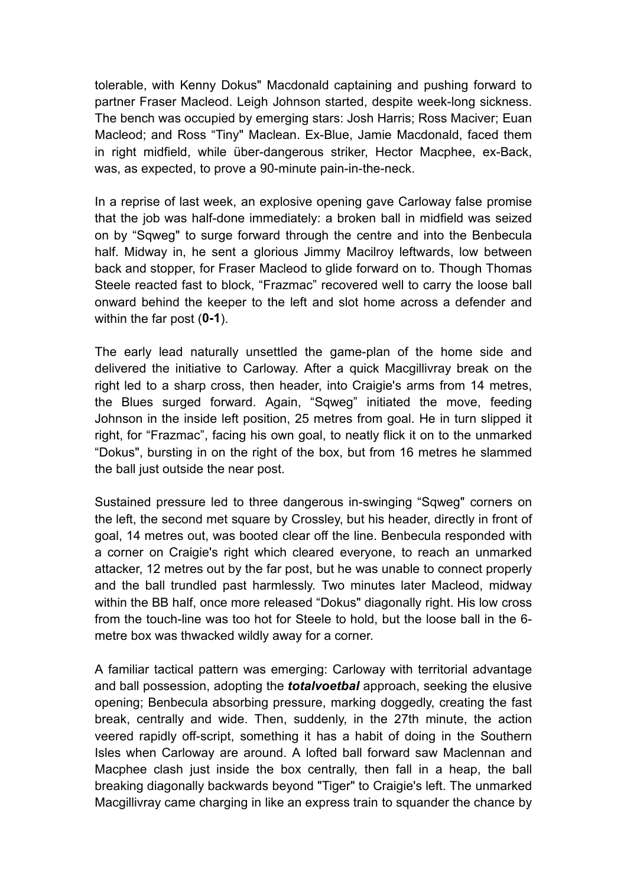tolerable, with Kenny Dokus" Macdonald captaining and pushing forward to partner Fraser Macleod. Leigh Johnson started, despite week-long sickness. The bench was occupied by emerging stars: Josh Harris; Ross Maciver; Euan Macleod; and Ross "Tiny" Maclean. Ex-Blue, Jamie Macdonald, faced them in right midfield, while über-dangerous striker, Hector Macphee, ex-Back, was, as expected, to prove a 90-minute pain-in-the-neck.

In a reprise of last week, an explosive opening gave Carloway false promise that the job was half-done immediately: a broken ball in midfield was seized on by "Sqweg" to surge forward through the centre and into the Benbecula half. Midway in, he sent a glorious Jimmy Macilroy leftwards, low between back and stopper, for Fraser Macleod to glide forward on to. Though Thomas Steele reacted fast to block, "Frazmac" recovered well to carry the loose ball onward behind the keeper to the left and slot home across a defender and within the far post (**0-1**).

The early lead naturally unsettled the game-plan of the home side and delivered the initiative to Carloway. After a quick Macgillivray break on the right led to a sharp cross, then header, into Craigie's arms from 14 metres, the Blues surged forward. Again, "Sqweg" initiated the move, feeding Johnson in the inside left position, 25 metres from goal. He in turn slipped it right, for "Frazmac", facing his own goal, to neatly flick it on to the unmarked "Dokus", bursting in on the right of the box, but from 16 metres he slammed the ball just outside the near post.

Sustained pressure led to three dangerous in-swinging "Sqweg" corners on the left, the second met square by Crossley, but his header, directly in front of goal, 14 metres out, was booted clear off the line. Benbecula responded with a corner on Craigie's right which cleared everyone, to reach an unmarked attacker, 12 metres out by the far post, but he was unable to connect properly and the ball trundled past harmlessly. Two minutes later Macleod, midway within the BB half, once more released "Dokus" diagonally right. His low cross from the touch-line was too hot for Steele to hold, but the loose ball in the 6-metre box was thwacked wildly away for a corner.

A familiar tactical pattern was emerging: Carloway with territorial advantage and ball possession, adopting the ***totalvoetbal*** approach, seeking the elusive opening; Benbecula absorbing pressure, marking doggedly, creating the fast break, centrally and wide. Then, suddenly, in the 27th minute, the action veered rapidly off-script, something it has a habit of doing in the Southern Isles when Carloway are around. A lofted ball forward saw Maclennan and Macphee clash just inside the box centrally, then fall in a heap, the ball breaking diagonally backwards beyond "Tiger" to Craigie's left. The unmarked Macgillivray came charging in like an express train to squander the chance by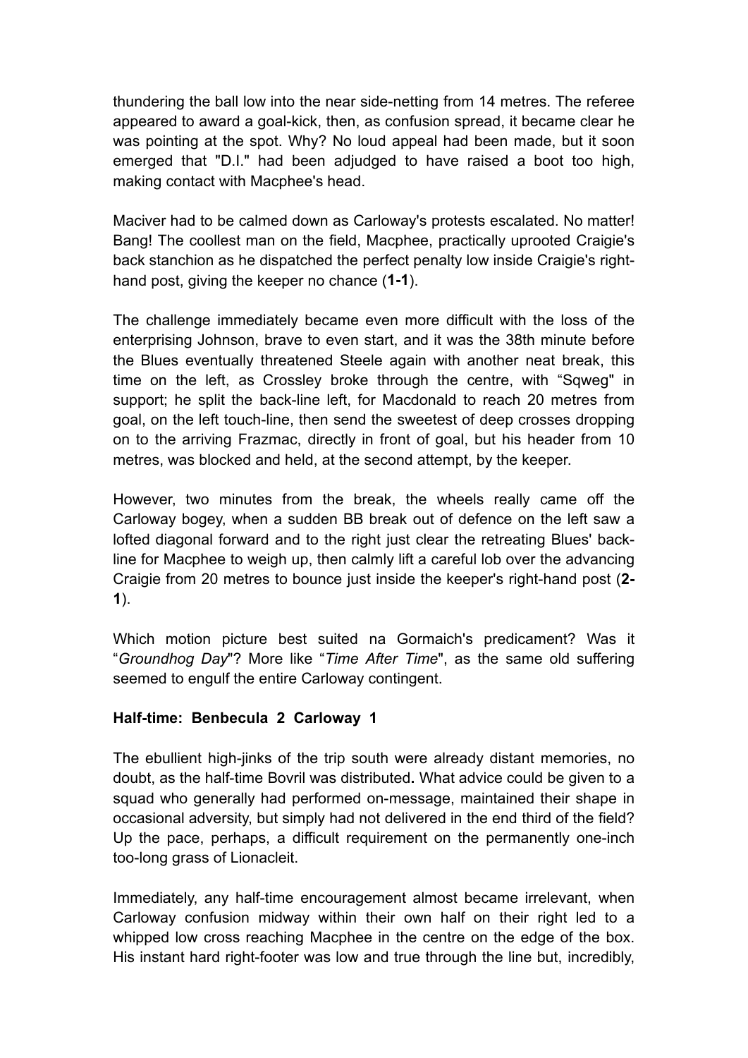thundering the ball low into the near side-netting from 14 metres. The referee appeared to award a goal-kick, then, as confusion spread, it became clear he was pointing at the spot. Why? No loud appeal had been made, but it soon emerged that "D.I." had been adjudged to have raised a boot too high, making contact with Macphee's head.

Maciver had to be calmed down as Carloway's protests escalated. No matter! Bang! The coollest man on the field, Macphee, practically uprooted Craigie's back stanchion as he dispatched the perfect penalty low inside Craigie's right-hand post, giving the keeper no chance (**1-1**).

The challenge immediately became even more difficult with the loss of the enterprising Johnson, brave to even start, and it was the 38th minute before the Blues eventually threatened Steele again with another neat break, this time on the left, as Crossley broke through the centre, with "Sqweg" in support; he split the back-line left, for Macdonald to reach 20 metres from goal, on the left touch-line, then send the sweetest of deep crosses dropping on to the arriving Frazmac, directly in front of goal, but his header from 10 metres, was blocked and held, at the second attempt, by the keeper.

However, two minutes from the break, the wheels really came off the Carloway bogey, when a sudden BB break out of defence on the left saw a lofted diagonal forward and to the right just clear the retreating Blues' back-line for Macphee to weigh up, then calmly lift a careful lob over the advancing Craigie from 20 metres to bounce just inside the keeper's right-hand post (**2-1**).

Which motion picture best suited na Gormaich's predicament? Was it "*Groundhog Day*"? More like "*Time After Time*", as the same old suffering seemed to engulf the entire Carloway contingent.

**Half-time: Benbecula 2 Carloway 1**

The ebullient high-jinks of the trip south were already distant memories, no doubt, as the half-time Bovril was distributed**.** What advice could be given to a squad who generally had performed on-message, maintained their shape in occasional adversity, but simply had not delivered in the end third of the field? Up the pace, perhaps, a difficult requirement on the permanently one-inch too-long grass of Lionacleit.

Immediately, any half-time encouragement almost became irrelevant, when Carloway confusion midway within their own half on their right led to a whipped low cross reaching Macphee in the centre on the edge of the box. His instant hard right-footer was low and true through the line but, incredibly,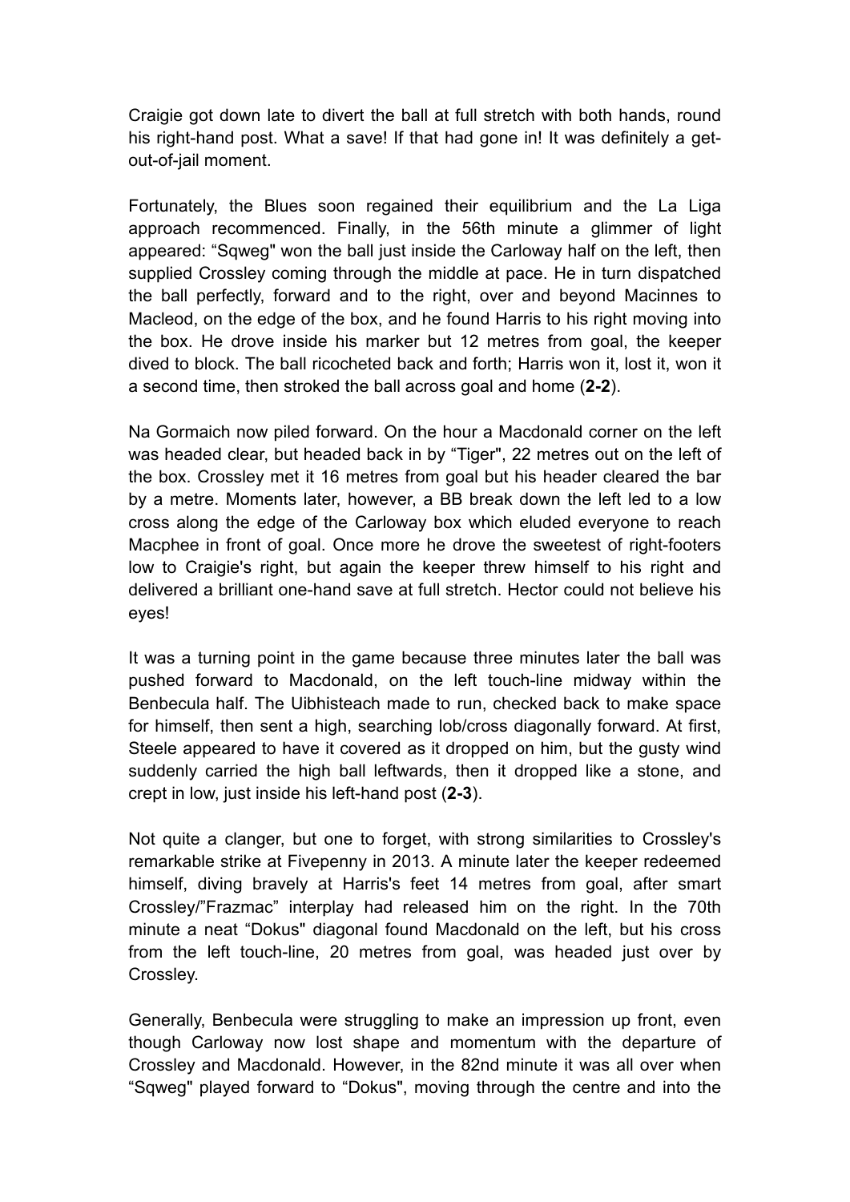Craigie got down late to divert the ball at full stretch with both hands, round his right-hand post. What a save! If that had gone in! It was definitely a get-out-of-jail moment.

Fortunately, the Blues soon regained their equilibrium and the La Liga approach recommenced. Finally, in the 56th minute a glimmer of light appeared: "Sqweg" won the ball just inside the Carloway half on the left, then supplied Crossley coming through the middle at pace. He in turn dispatched the ball perfectly, forward and to the right, over and beyond Macinnes to Macleod, on the edge of the box, and he found Harris to his right moving into the box. He drove inside his marker but 12 metres from goal, the keeper dived to block. The ball ricocheted back and forth; Harris won it, lost it, won it a second time, then stroked the ball across goal and home (**2-2**).

Na Gormaich now piled forward. On the hour a Macdonald corner on the left was headed clear, but headed back in by "Tiger", 22 metres out on the left of the box. Crossley met it 16 metres from goal but his header cleared the bar by a metre. Moments later, however, a BB break down the left led to a low cross along the edge of the Carloway box which eluded everyone to reach Macphee in front of goal. Once more he drove the sweetest of right-footers low to Craigie's right, but again the keeper threw himself to his right and delivered a brilliant one-hand save at full stretch. Hector could not believe his eyes!

It was a turning point in the game because three minutes later the ball was pushed forward to Macdonald, on the left touch-line midway within the Benbecula half. The Uibhisteach made to run, checked back to make space for himself, then sent a high, searching lob/cross diagonally forward. At first, Steele appeared to have it covered as it dropped on him, but the gusty wind suddenly carried the high ball leftwards, then it dropped like a stone, and crept in low, just inside his left-hand post (**2-3**).

Not quite a clanger, but one to forget, with strong similarities to Crossley's remarkable strike at Fivepenny in 2013. A minute later the keeper redeemed himself, diving bravely at Harris's feet 14 metres from goal, after smart Crossley/"Frazmac" interplay had released him on the right. In the 70th minute a neat "Dokus" diagonal found Macdonald on the left, but his cross from the left touch-line, 20 metres from goal, was headed just over by Crossley.

Generally, Benbecula were struggling to make an impression up front, even though Carloway now lost shape and momentum with the departure of Crossley and Macdonald. However, in the 82nd minute it was all over when "Sqweg" played forward to "Dokus", moving through the centre and into the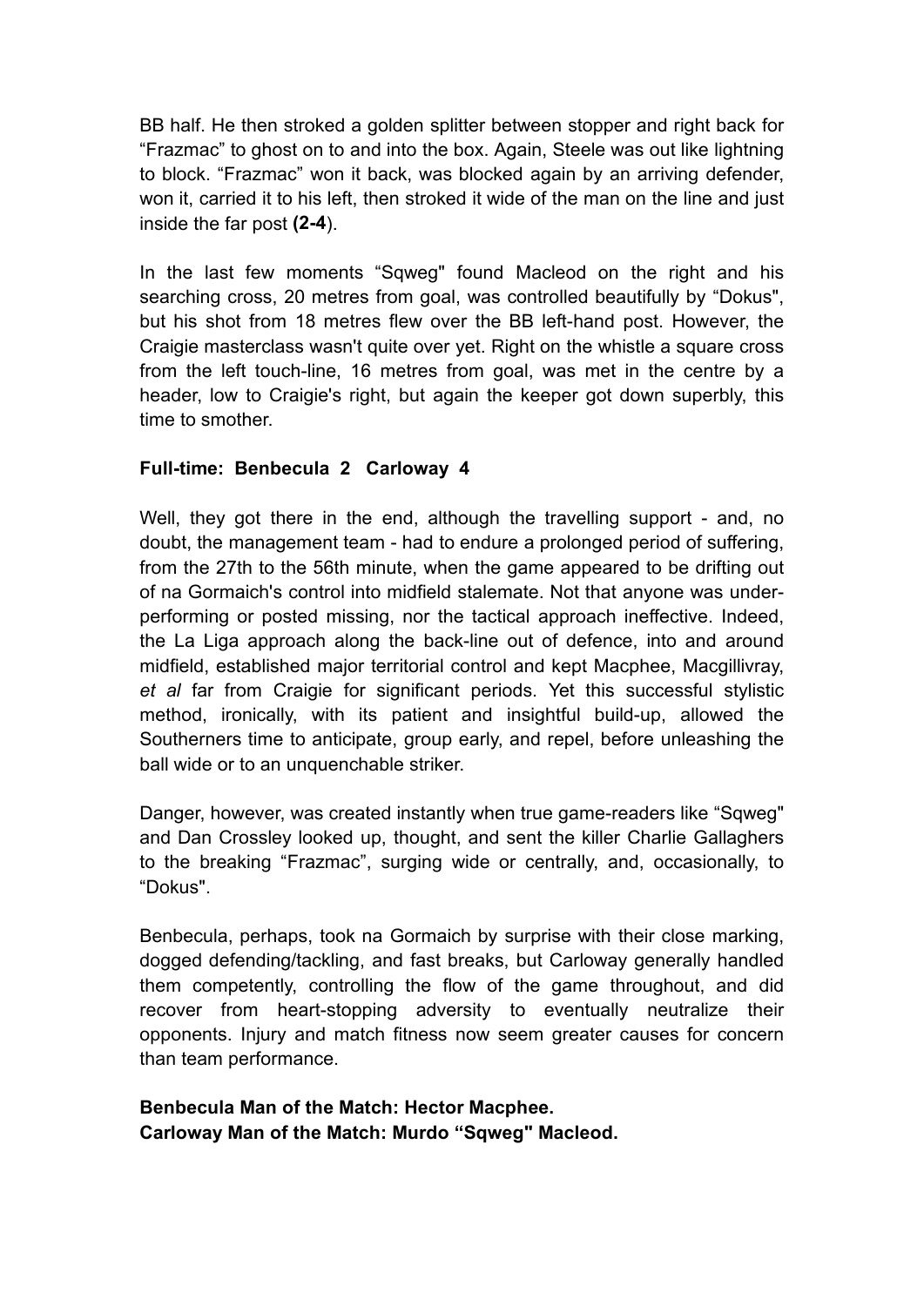BB half. He then stroked a golden splitter between stopper and right back for "Frazmac" to ghost on to and into the box. Again, Steele was out like lightning to block. "Frazmac" won it back, was blocked again by an arriving defender, won it, carried it to his left, then stroked it wide of the man on the line and just inside the far post **(2-4**).

In the last few moments "Sqweg" found Macleod on the right and his searching cross, 20 metres from goal, was controlled beautifully by "Dokus", but his shot from 18 metres flew over the BB left-hand post. However, the Craigie masterclass wasn't quite over yet. Right on the whistle a square cross from the left touch-line, 16 metres from goal, was met in the centre by a header, low to Craigie's right, but again the keeper got down superbly, this time to smother.

**Full-time: Benbecula 2 Carloway 4**

Well, they got there in the end, although the travelling support - and, no doubt, the management team - had to endure a prolonged period of suffering, from the 27th to the 56th minute, when the game appeared to be drifting out of na Gormaich's control into midfield stalemate. Not that anyone was under-performing or posted missing, nor the tactical approach ineffective. Indeed, the La Liga approach along the back-line out of defence, into and around midfield, established major territorial control and kept Macphee, Macgillivray, *et al* far from Craigie for significant periods. Yet this successful stylistic method, ironically, with its patient and insightful build-up, allowed the Southerners time to anticipate, group early, and repel, before unleashing the ball wide or to an unquenchable striker.

Danger, however, was created instantly when true game-readers like "Sqweg" and Dan Crossley looked up, thought, and sent the killer Charlie Gallaghers to the breaking "Frazmac", surging wide or centrally, and, occasionally, to "Dokus".

Benbecula, perhaps, took na Gormaich by surprise with their close marking, dogged defending/tackling, and fast breaks, but Carloway generally handled them competently, controlling the flow of the game throughout, and did recover from heart-stopping adversity to eventually neutralize their opponents. Injury and match fitness now seem greater causes for concern than team performance.

**Benbecula Man of the Match: Hector Macphee.**
**Carloway Man of the Match: Murdo "Sqweg" Macleod.**